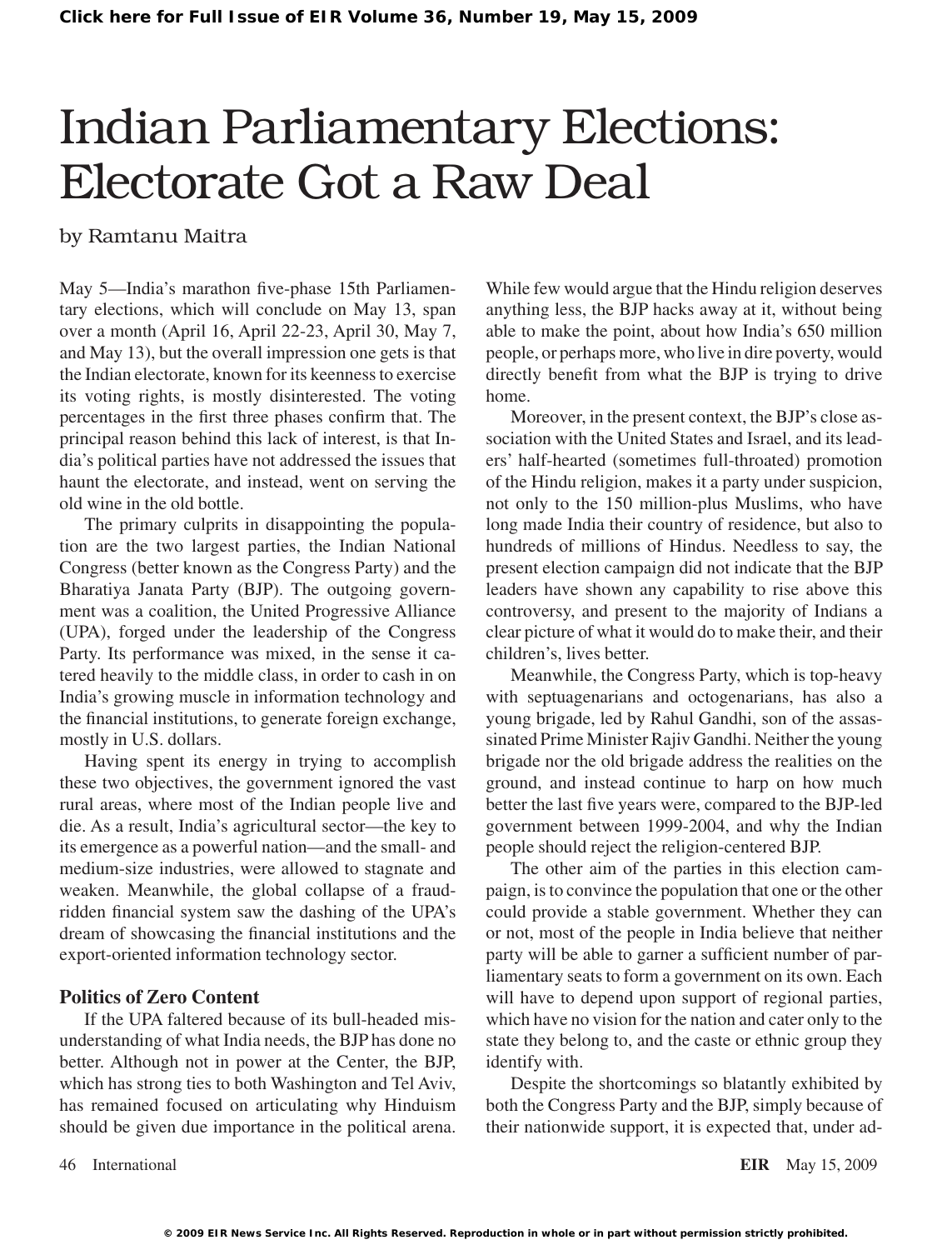# Indian Parliamentary Elections: Electorate Got a Raw Deal

by Ramtanu Maitra

May 5—India's marathon five-phase 15th Parliamentary elections, which will conclude on May 13, span over a month (April 16, April 22-23, April 30, May 7, and May 13), but the overall impression one gets is that the Indian electorate, known for its keenness to exercise its voting rights, is mostly disinterested. The voting percentages in the first three phases confirm that. The principal reason behind this lack of interest, is that India's political parties have not addressed the issues that haunt the electorate, and instead, went on serving the old wine in the old bottle.

The primary culprits in disappointing the population are the two largest parties, the Indian National Congress (better known as the Congress Party) and the Bharatiya Janata Party (BJP). The outgoing government was a coalition, the United Progressive Alliance (UPA), forged under the leadership of the Congress Party. Its performance was mixed, in the sense it catered heavily to the middle class, in order to cash in on India's growing muscle in information technology and the financial institutions, to generate foreign exchange, mostly in U.S. dollars.

Having spent its energy in trying to accomplish these two objectives, the government ignored the vast rural areas, where most of the Indian people live and die. As a result, India's agricultural sector—the key to its emergence as a powerful nation—and the small- and medium-size industries, were allowed to stagnate and weaken. Meanwhile, the global collapse of a fraud-ridden financial system saw the dashing of the UPA's dream of showcasing the financial institutions and the export-oriented information technology sector.

### Politics of Zero Content

If the UPA faltered because of its bull-headed misunderstanding of what India needs, the BJP has done no better. Although not in power at the Center, the BJP, which has strong ties to both Washington and Tel Aviv, has remained focused on articulating why Hinduism should be given due importance in the political arena. While few would argue that the Hindu religion deserves anything less, the BJP hacks away at it, without being able to make the point, about how India's 650 million people, or perhaps more, who live in dire poverty, would directly benefit from what the BJP is trying to drive home.

Moreover, in the present context, the BJP's close association with the United States and Israel, and its leaders' half-hearted (sometimes full-throated) promotion of the Hindu religion, makes it a party under suspicion, not only to the 150 million-plus Muslims, who have long made India their country of residence, but also to hundreds of millions of Hindus. Needless to say, the present election campaign did not indicate that the BJP leaders have shown any capability to rise above this controversy, and present to the majority of Indians a clear picture of what it would do to make their, and their children's, lives better.

Meanwhile, the Congress Party, which is top-heavy with septuagenarians and octogenarians, has also a young brigade, led by Rahul Gandhi, son of the assassinated Prime Minister Rajiv Gandhi. Neither the young brigade nor the old brigade address the realities on the ground, and instead continue to harp on how much better the last five years were, compared to the BJP-led government between 1999-2004, and why the Indian people should reject the religion-centered BJP.

The other aim of the parties in this election campaign, is to convince the population that one or the other could provide a stable government. Whether they can or not, most of the people in India believe that neither party will be able to garner a sufficient number of parliamentary seats to form a government on its own. Each will have to depend upon support of regional parties, which have no vision for the nation and cater only to the state they belong to, and the caste or ethnic group they identify with.

Despite the shortcomings so blatantly exhibited by both the Congress Party and the BJP, simply because of their nationwide support, it is expected that, under ad-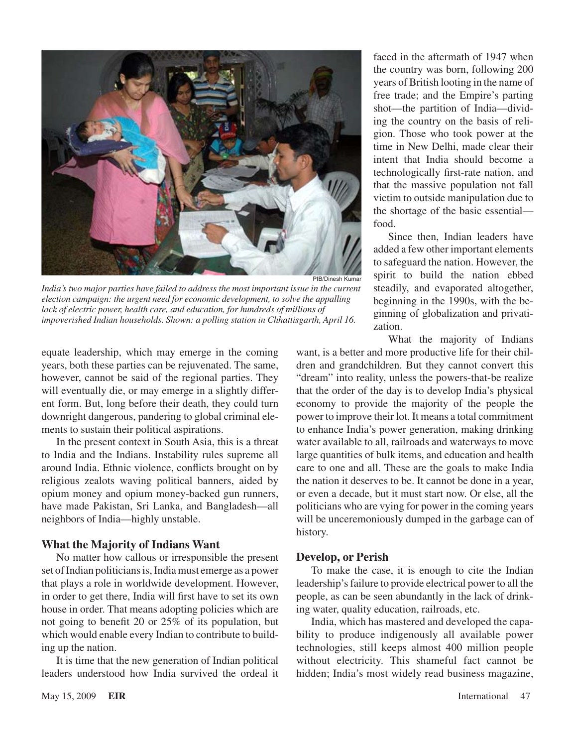PIB/Dinesh Kumar

*India's two major parties have failed to address the most important issue in the current election campaign: the urgent need for economic development, to solve the appalling lack of electric power, health care, and education, for hundreds of millions of impoverished Indian households. Shown: a polling station in Chhattisgarth, April 16.*

equate leadership, which may emerge in the coming years, both these parties can be rejuvenated. The same, however, cannot be said of the regional parties. They will eventually die, or may emerge in a slightly different form. But, long before their death, they could turn downright dangerous, pandering to global criminal elements to sustain their political aspirations.

In the present context in South Asia, this is a threat to India and the Indians. Instability rules supreme all around India. Ethnic violence, conflicts brought on by religious zealots waving political banners, aided by opium money and opium money-backed gun runners, have made Pakistan, Sri Lanka, and Bangladesh—all neighbors of India—highly unstable.

### What the Majority of Indians Want

No matter how callous or irresponsible the present set of Indian politicians is, India must emerge as a power that plays a role in worldwide development. However, in order to get there, India will first have to set its own house in order. That means adopting policies which are not going to benefit 20 or 25% of its population, but which would enable every Indian to contribute to building up the nation.

It is time that the new generation of Indian political leaders understood how India survived the ordeal it faced in the aftermath of 1947 when the country was born, following 200 years of British looting in the name of free trade; and the Empire's parting shot—the partition of India—dividing the country on the basis of religion. Those who took power at the time in New Delhi, made clear their intent that India should become a technologically first-rate nation, and that the massive population not fall victim to outside manipulation due to the shortage of the basic essential—food.

Since then, Indian leaders have added a few other important elements to safeguard the nation. However, the spirit to build the nation ebbed steadily, and evaporated altogether, beginning in the 1990s, with the beginning of globalization and privatization.

What the majority of Indians want, is a better and more productive life for their children and grandchildren. But they cannot convert this "dream" into reality, unless the powers-that-be realize that the order of the day is to develop India's physical economy to provide the majority of the people the power to improve their lot. It means a total commitment to enhance India's power generation, making drinking water available to all, railroads and waterways to move large quantities of bulk items, and education and health care to one and all. These are the goals to make India the nation it deserves to be. It cannot be done in a year, or even a decade, but it must start now. Or else, all the politicians who are vying for power in the coming years will be unceremoniously dumped in the garbage can of history.

### Develop, or Perish

To make the case, it is enough to cite the Indian leadership's failure to provide electrical power to all the people, as can be seen abundantly in the lack of drinking water, quality education, railroads, etc.

India, which has mastered and developed the capability to produce indigenously all available power technologies, still keeps almost 400 million people without electricity. This shameful fact cannot be hidden; India's most widely read business magazine,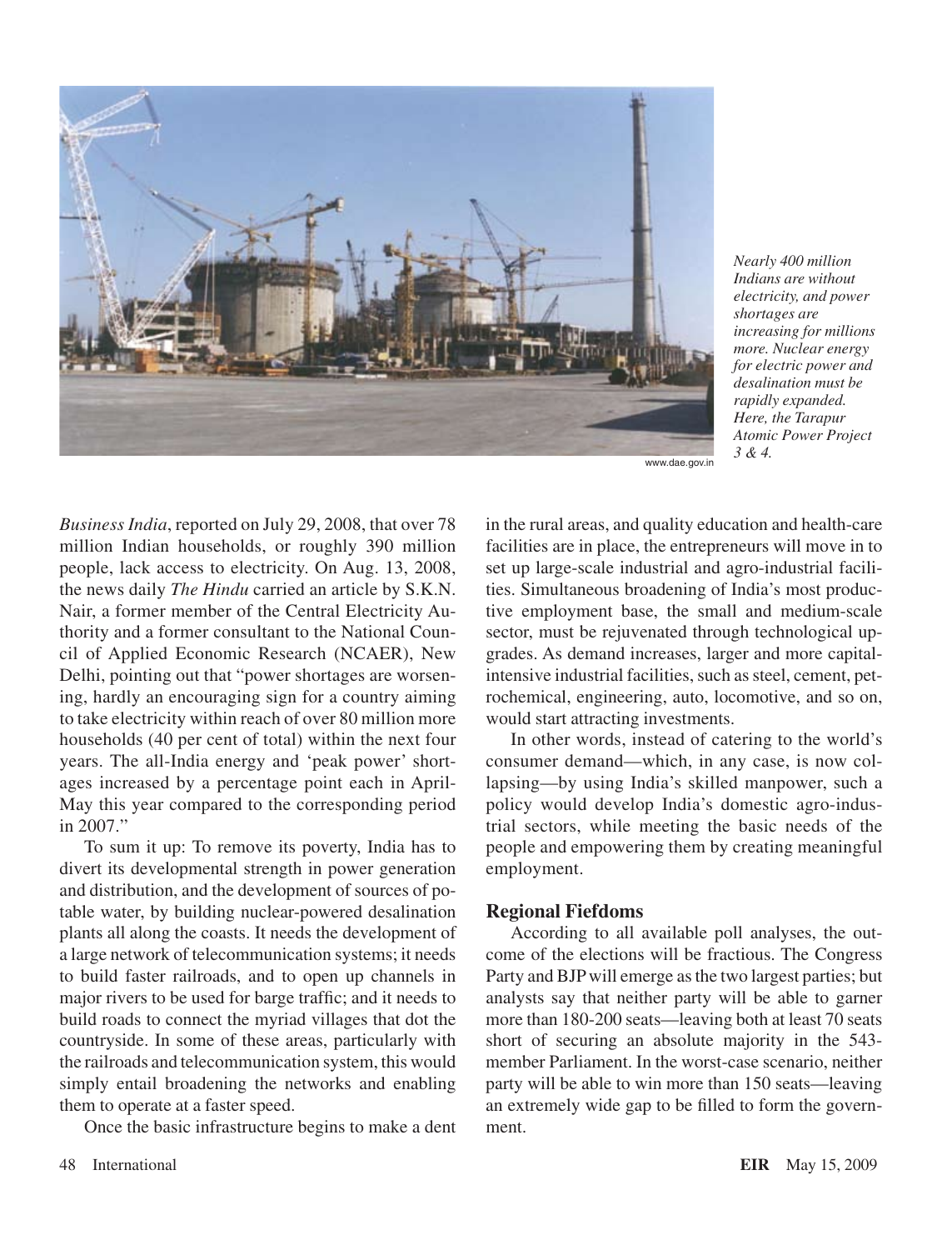*Nearly 400 million Indians are without electricity, and power shortages are increasing for millions more. Nuclear energy for electric power and desalination must be rapidly expanded. Here, the Tarapur Atomic Power Project 3 & 4.*

www.dae.gov.in

*Business India*, reported on July 29, 2008, that over 78 million Indian households, or roughly 390 million people, lack access to electricity. On Aug. 13, 2008, the news daily *The Hindu* carried an article by S.K.N. Nair, a former member of the Central Electricity Authority and a former consultant to the National Council of Applied Economic Research (NCAER), New Delhi, pointing out that "power shortages are worsening, hardly an encouraging sign for a country aiming to take electricity within reach of over 80 million more households (40 per cent of total) within the next four years. The all-India energy and 'peak power' shortages increased by a percentage point each in April-May this year compared to the corresponding period in 2007."

To sum it up: To remove its poverty, India has to divert its developmental strength in power generation and distribution, and the development of sources of potable water, by building nuclear-powered desalination plants all along the coasts. It needs the development of a large network of telecommunication systems; it needs to build faster railroads, and to open up channels in major rivers to be used for barge traffic; and it needs to build roads to connect the myriad villages that dot the countryside. In some of these areas, particularly with the railroads and telecommunication system, this would simply entail broadening the networks and enabling them to operate at a faster speed.

Once the basic infrastructure begins to make a dent in the rural areas, and quality education and health-care facilities are in place, the entrepreneurs will move in to set up large-scale industrial and agro-industrial facilities. Simultaneous broadening of India's most productive employment base, the small and medium-scale sector, must be rejuvenated through technological upgrades. As demand increases, larger and more capital-intensive industrial facilities, such as steel, cement, petrochemical, engineering, auto, locomotive, and so on, would start attracting investments.

In other words, instead of catering to the world's consumer demand—which, in any case, is now collapsing—by using India's skilled manpower, such a policy would develop India's domestic agro-industrial sectors, while meeting the basic needs of the people and empowering them by creating meaningful employment.

## Regional Fiefdoms

According to all available poll analyses, the outcome of the elections will be fractious. The Congress Party and BJP will emerge as the two largest parties; but analysts say that neither party will be able to garner more than 180-200 seats—leaving both at least 70 seats short of securing an absolute majority in the 543-member Parliament. In the worst-case scenario, neither party will be able to win more than 150 seats—leaving an extremely wide gap to be filled to form the government.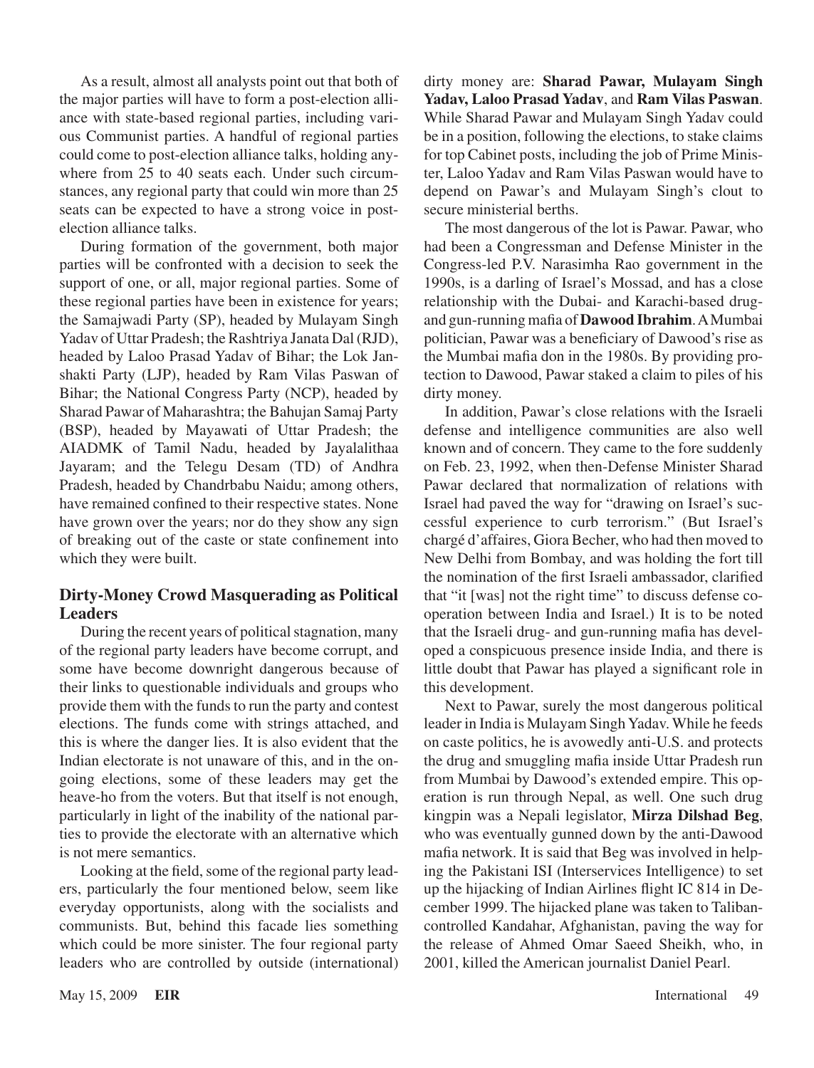As a result, almost all analysts point out that both of the major parties will have to form a post-election alliance with state-based regional parties, including various Communist parties. A handful of regional parties could come to post-election alliance talks, holding anywhere from 25 to 40 seats each. Under such circumstances, any regional party that could win more than 25 seats can be expected to have a strong voice in post-election alliance talks.

During formation of the government, both major parties will be confronted with a decision to seek the support of one, or all, major regional parties. Some of these regional parties have been in existence for years; the Samajwadi Party (SP), headed by Mulayam Singh Yadav of Uttar Pradesh; the Rashtriya Janata Dal (RJD), headed by Laloo Prasad Yadav of Bihar; the Lok Janshakti Party (LJP), headed by Ram Vilas Paswan of Bihar; the National Congress Party (NCP), headed by Sharad Pawar of Maharashtra; the Bahujan Samaj Party (BSP), headed by Mayawati of Uttar Pradesh; the AIADMK of Tamil Nadu, headed by Jayalalithaa Jayaram; and the Telegu Desam (TD) of Andhra Pradesh, headed by Chandrbabu Naidu; among others, have remained confined to their respective states. None have grown over the years; nor do they show any sign of breaking out of the caste or state confinement into which they were built.

## Dirty-Money Crowd Masquerading as Political Leaders

During the recent years of political stagnation, many of the regional party leaders have become corrupt, and some have become downright dangerous because of their links to questionable individuals and groups who provide them with the funds to run the party and contest elections. The funds come with strings attached, and this is where the danger lies. It is also evident that the Indian electorate is not unaware of this, and in the ongoing elections, some of these leaders may get the heave-ho from the voters. But that itself is not enough, particularly in light of the inability of the national parties to provide the electorate with an alternative which is not mere semantics.

Looking at the field, some of the regional party leaders, particularly the four mentioned below, seem like everyday opportunists, along with the socialists and communists. But, behind this facade lies something which could be more sinister. The four regional party leaders who are controlled by outside (international) dirty money are: **Sharad Pawar, Mulayam Singh Yadav, Laloo Prasad Yadav**, and **Ram Vilas Paswan**. While Sharad Pawar and Mulayam Singh Yadav could be in a position, following the elections, to stake claims for top Cabinet posts, including the job of Prime Minister, Laloo Yadav and Ram Vilas Paswan would have to depend on Pawar's and Mulayam Singh's clout to secure ministerial berths.

The most dangerous of the lot is Pawar. Pawar, who had been a Congressman and Defense Minister in the Congress-led P.V. Narasimha Rao government in the 1990s, is a darling of Israel's Mossad, and has a close relationship with the Dubai- and Karachi-based drug- and gun-running mafia of **Dawood Ibrahim**. A Mumbai politician, Pawar was a beneficiary of Dawood's rise as the Mumbai mafia don in the 1980s. By providing protection to Dawood, Pawar staked a claim to piles of his dirty money.

In addition, Pawar's close relations with the Israeli defense and intelligence communities are also well known and of concern. They came to the fore suddenly on Feb. 23, 1992, when then-Defense Minister Sharad Pawar declared that normalization of relations with Israel had paved the way for "drawing on Israel's successful experience to curb terrorism." (But Israel's chargé d'affaires, Giora Becher, who had then moved to New Delhi from Bombay, and was holding the fort till the nomination of the first Israeli ambassador, clarified that "it [was] not the right time" to discuss defense cooperation between India and Israel.) It is to be noted that the Israeli drug- and gun-running mafia has developed a conspicuous presence inside India, and there is little doubt that Pawar has played a significant role in this development.

Next to Pawar, surely the most dangerous political leader in India is Mulayam Singh Yadav. While he feeds on caste politics, he is avowedly anti-U.S. and protects the drug and smuggling mafia inside Uttar Pradesh run from Mumbai by Dawood's extended empire. This operation is run through Nepal, as well. One such drug kingpin was a Nepali legislator, **Mirza Dilshad Beg**, who was eventually gunned down by the anti-Dawood mafia network. It is said that Beg was involved in helping the Pakistani ISI (Interservices Intelligence) to set up the hijacking of Indian Airlines flight IC 814 in December 1999. The hijacked plane was taken to Taliban-controlled Kandahar, Afghanistan, paving the way for the release of Ahmed Omar Saeed Sheikh, who, in 2001, killed the American journalist Daniel Pearl.